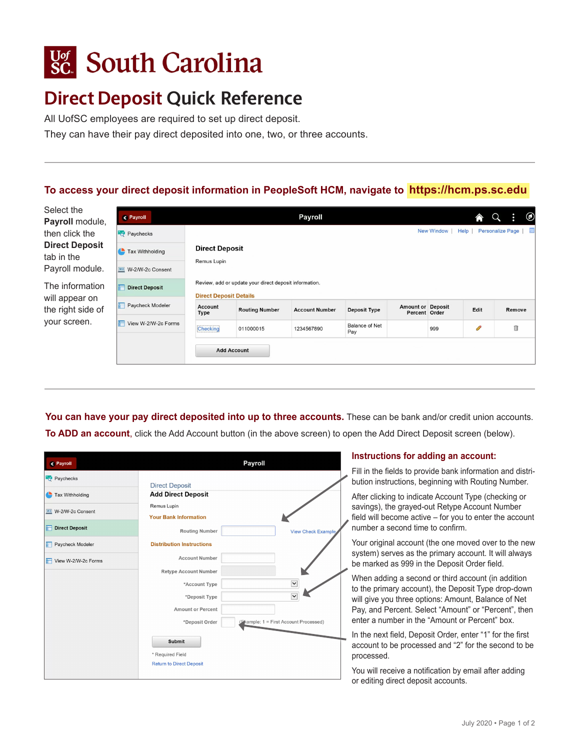# South Carolina

# Direct Deposit Quick Reference

All UofSC employees are required to set up direct deposit.

They can have their pay direct deposited into one, two, or three accounts.

---

## To access your direct deposit information in PeopleSoft HCM, navigate to https://hcm.ps.sc.edu

Select the **Payroll** module, then click the **Direct Deposit** tab in the Payroll module.

The information will appear on the right side of your screen.

---

**You can have your pay direct deposited into up to three accounts.** These can be bank and/or credit union accounts.

**To ADD an account**, click the Add Account button (in the above screen) to open the Add Direct Deposit screen (below).

### Instructions for adding an account:

Fill in the fields to provide bank information and distribution instructions, beginning with Routing Number.

After clicking to indicate Account Type (checking or savings), the grayed-out Retype Account Number field will become active – for you to enter the account number a second time to confirm.

Your original account (the one moved over to the new system) serves as the primary account. It will always be marked as 999 in the Deposit Order field.

When adding a second or third account (in addition to the primary account), the Deposit Type drop-down will give you three options: Amount, Balance of Net Pay, and Percent. Select "Amount" or "Percent", then enter a number in the "Amount or Percent" box.

In the next field, Deposit Order, enter "1" for the first account to be processed and "2" for the second to be processed.

You will receive a notification by email after adding or editing direct deposit accounts.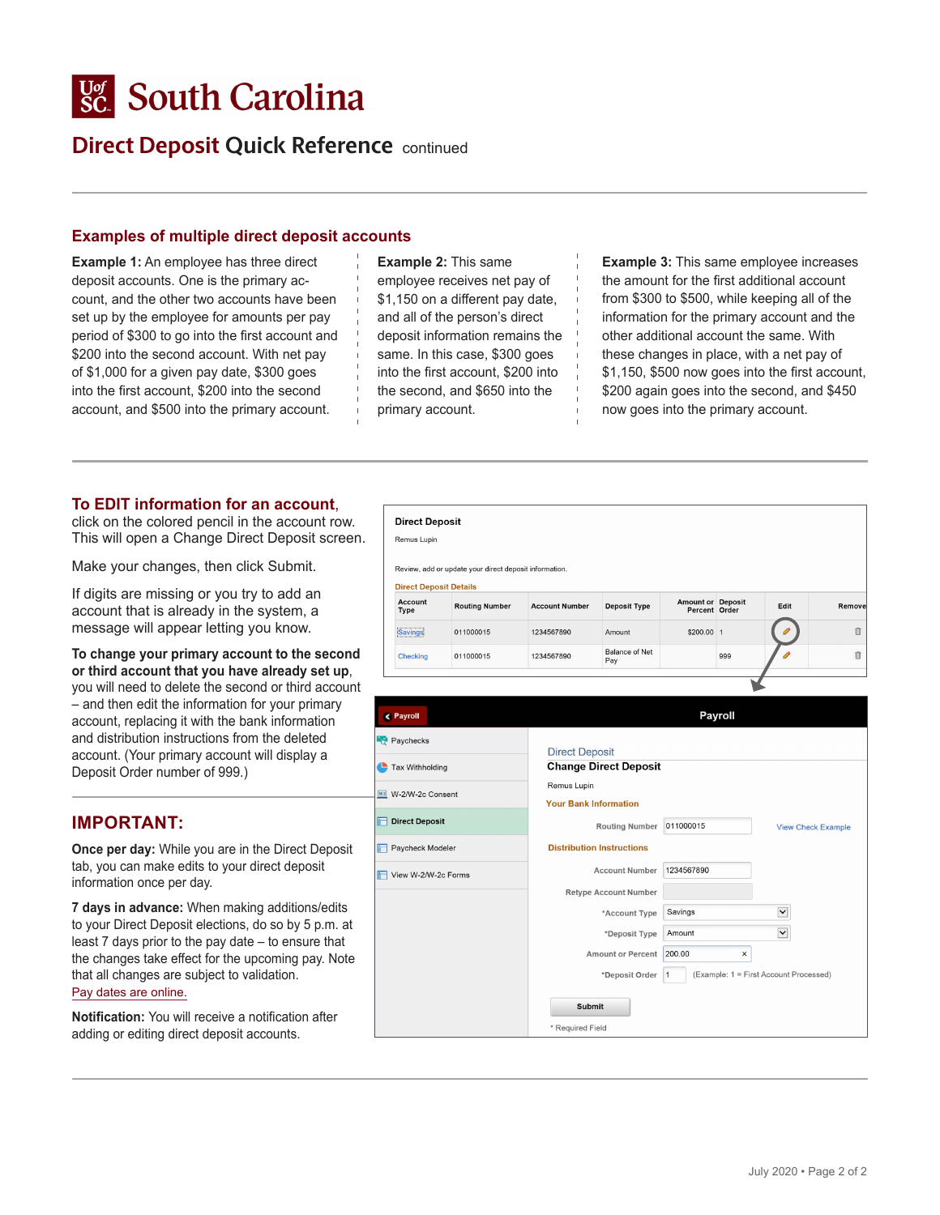# South Carolina

## Direct Deposit Quick Reference continued

### Examples of multiple direct deposit accounts

**Example 1:** An employee has three direct deposit accounts. One is the primary account, and the other two accounts have been set up by the employee for amounts per pay period of $300 to go into the first account and $200 into the second account. With net pay of $1,000 for a given pay date, $300 goes into the first account, $200 into the second account, and $500 into the primary account.

**Example 2:** This same employee receives net pay of $1,150 on a different pay date, and all of the person's direct deposit information remains the same. In this case, $300 goes into the first account, $200 into the second, and $650 into the primary account.

**Example 3:** This same employee increases the amount for the first additional account from $300 to $500, while keeping all of the information for the primary account and the other additional account the same. With these changes in place, with a net pay of $1,150, $500 now goes into the first account, $200 again goes into the second, and $450 now goes into the primary account.

### To EDIT information for an account,

click on the colored pencil in the account row. This will open a Change Direct Deposit screen.

Make your changes, then click Submit.

If digits are missing or you try to add an account that is already in the system, a message will appear letting you know.

**To change your primary account to the second or third account that you have already set up**, you will need to delete the second or third account – and then edit the information for your primary account, replacing it with the bank information and distribution instructions from the deleted account. (Your primary account will display a Deposit Order number of 999.)

**Direct Deposit**

Remus Lupin

Review, add or update your direct deposit information.

Direct Deposit Details

| Account Type | Routing Number | Account Number | Deposit Type | Amount or Percent | Deposit Order | Edit | Remove |
|---|---|---|---|---|---|---|---|
| Savings | 011000015 | 1234567890 | Amount | $200.00 | 1 | | |
| Checking | 011000015 | 1234567890 | Balance of Net Pay | | 999 | | |

Payroll

- Paychecks
- Tax Withholding
- W-2/W-2c Consent
- Direct Deposit
- Paycheck Modeler
- View W-2/W-2c Forms

Direct Deposit

**Change Direct Deposit**

Remus Lupin

Your Bank Information

Routing Number: 011000015 — View Check Example

Distribution Instructions

Account Number: 1234567890

Retype Account Number

*Account Type: Savings

*Deposit Type: Amount

Amount or Percent: 200.00

*Deposit Order: 1 (Example: 1 = First Account Processed)

Submit

* Required Field

### IMPORTANT:

**Once per day:** While you are in the Direct Deposit tab, you can make edits to your direct deposit information once per day.

**7 days in advance:** When making additions/edits to your Direct Deposit elections, do so by 5 p.m. at least 7 days prior to the pay date – to ensure that the changes take effect for the upcoming pay. Note that all changes are subject to validation. Pay dates are online.

**Notification:** You will receive a notification after adding or editing direct deposit accounts.

July 2020